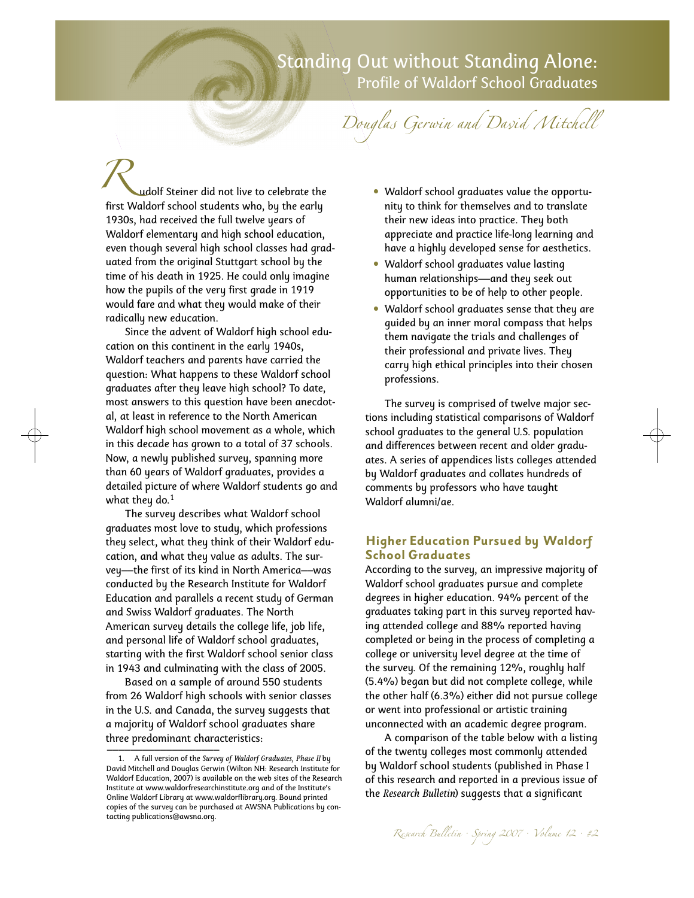# Standing Out without Standing Alone:
## Profile of Waldorf School Graduates

*Douglas Gerwin and David Mitchell*

Rudolf Steiner did not live to celebrate the first Waldorf school students who, by the early 1930s, had received the full twelve years of Waldorf elementary and high school education, even though several high school classes had graduated from the original Stuttgart school by the time of his death in 1925. He could only imagine how the pupils of the very first grade in 1919 would fare and what they would make of their radically new education.

Since the advent of Waldorf high school education on this continent in the early 1940s, Waldorf teachers and parents have carried the question: What happens to these Waldorf school graduates after they leave high school? To date, most answers to this question have been anecdotal, at least in reference to the North American Waldorf high school movement as a whole, which in this decade has grown to a total of 37 schools. Now, a newly published survey, spanning more than 60 years of Waldorf graduates, provides a detailed picture of where Waldorf students go and what they do.[1]

The survey describes what Waldorf school graduates most love to study, which professions they select, what they think of their Waldorf education, and what they value as adults. The survey—the first of its kind in North America—was conducted by the Research Institute for Waldorf Education and parallels a recent study of German and Swiss Waldorf graduates. The North American survey details the college life, job life, and personal life of Waldorf school graduates, starting with the first Waldorf school senior class in 1943 and culminating with the class of 2005.

Based on a sample of around 550 students from 26 Waldorf high schools with senior classes in the U.S. and Canada, the survey suggests that a majority of Waldorf school graduates share three predominant characteristics:

- Waldorf school graduates value the opportunity to think for themselves and to translate their new ideas into practice. They both appreciate and practice life-long learning and have a highly developed sense for aesthetics.
- Waldorf school graduates value lasting human relationships—and they seek out opportunities to be of help to other people.
- Waldorf school graduates sense that they are guided by an inner moral compass that helps them navigate the trials and challenges of their professional and private lives. They carry high ethical principles into their chosen professions.

The survey is comprised of twelve major sections including statistical comparisons of Waldorf school graduates to the general U.S. population and differences between recent and older graduates. A series of appendices lists colleges attended by Waldorf graduates and collates hundreds of comments by professors who have taught Waldorf alumni/ae.

### Higher Education Pursued by Waldorf School Graduates

According to the survey, an impressive majority of Waldorf school graduates pursue and complete degrees in higher education. 94% percent of the graduates taking part in this survey reported having attended college and 88% reported having completed or being in the process of completing a college or university level degree at the time of the survey. Of the remaining 12%, roughly half (5.4%) began but did not complete college, while the other half (6.3%) either did not pursue college or went into professional or artistic training unconnected with an academic degree program.

A comparison of the table below with a listing of the twenty colleges most commonly attended by Waldorf school students (published in Phase I of this research and reported in a previous issue of the *Research Bulletin*) suggests that a significant

---

1. A full version of the *Survey of Waldorf Graduates, Phase II* by David Mitchell and Douglas Gerwin (Wilton NH: Research Institute for Waldorf Education, 2007) is available on the web sites of the Research Institute at www.waldorfresearchinstitute.org and of the Institute's Online Waldorf Library at www.waldorflibrary.org. Bound printed copies of the survey can be purchased at AWSNA Publications by contacting publications@awsna.org.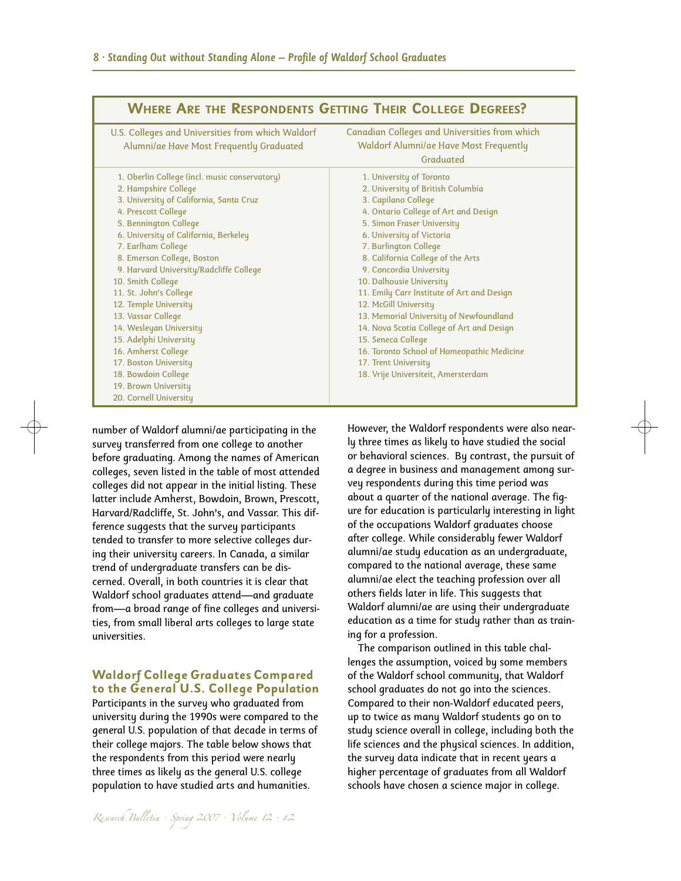## Where Are the Respondents Getting Their College Degrees?

| U.S. Colleges and Universities from which Waldorf Alumni/ae Have Most Frequently Graduated | Canadian Colleges and Universities from which Waldorf Alumni/ae Have Most Frequently Graduated |
|---|---|
| 1. Oberlin College (incl. music conservatory) | 1. University of Toronto |
| 2. Hampshire College | 2. University of British Columbia |
| 3. University of California, Santa Cruz | 3. Capilano College |
| 4. Prescott College | 4. Ontario College of Art and Design |
| 5. Bennington College | 5. Simon Fraser University |
| 6. University of California, Berkeley | 6. University of Victoria |
| 7. Earlham College | 7. Burlington College |
| 8. Emerson College, Boston | 8. California College of the Arts |
| 9. Harvard University/Radcliffe College | 9. Concordia University |
| 10. Smith College | 10. Dalhousie University |
| 11. St. John's College | 11. Emily Carr Institute of Art and Design |
| 12. Temple University | 12. McGill University |
| 13. Vassar College | 13. Memorial University of Newfoundland |
| 14. Wesleyan University | 14. Nova Scotia College of Art and Design |
| 15. Adelphi University | 15. Seneca College |
| 16. Amherst College | 16. Toronto School of Homeopathic Medicine |
| 17. Boston University | 17. Trent University |
| 18. Bowdoin College | 18. Vrije Universiteit, Amersterdam |
| 19. Brown University | |
| 20. Cornell University | |

number of Waldorf alumni/ae participating in the survey transferred from one college to another before graduating. Among the names of American colleges, seven listed in the table of most attended colleges did not appear in the initial listing. These latter include Amherst, Bowdoin, Brown, Prescott, Harvard/Radcliffe, St. John's, and Vassar. This difference suggests that the survey participants tended to transfer to more selective colleges during their university careers. In Canada, a similar trend of undergraduate transfers can be discerned. Overall, in both countries it is clear that Waldorf school graduates attend—and graduate from—a broad range of fine colleges and universities, from small liberal arts colleges to large state universities.

### Waldorf College Graduates Compared to the General U.S. College Population

Participants in the survey who graduated from university during the 1990s were compared to the general U.S. population of that decade in terms of their college majors. The table below shows that the respondents from this period were nearly three times as likely as the general U.S. college population to have studied arts and humanities. However, the Waldorf respondents were also nearly three times as likely to have studied the social or behavioral sciences. By contrast, the pursuit of a degree in business and management among survey respondents during this time period was about a quarter of the national average. The figure for education is particularly interesting in light of the occupations Waldorf graduates choose after college. While considerably fewer Waldorf alumni/ae study education as an undergraduate, compared to the national average, these same alumni/ae elect the teaching profession over all others fields later in life. This suggests that Waldorf alumni/ae are using their undergraduate education as a time for study rather than as training for a profession.

The comparison outlined in this table challenges the assumption, voiced by some members of the Waldorf school community, that Waldorf school graduates do not go into the sciences. Compared to their non-Waldorf educated peers, up to twice as many Waldorf students go on to study science overall in college, including both the life sciences and the physical sciences. In addition, the survey data indicate that in recent years a higher percentage of graduates from all Waldorf schools have chosen a science major in college.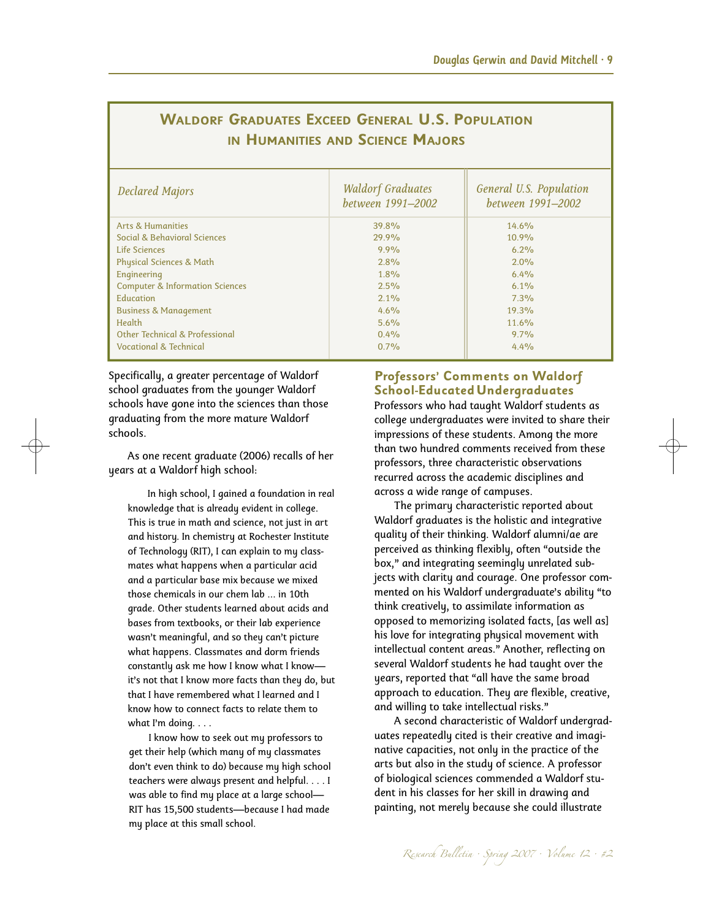## Waldorf Graduates Exceed General U.S. Population in Humanities and Science Majors

| *Declared Majors* | *Waldorf Graduates between 1991–2002* | *General U.S. Population between 1991–2002* |
|---|---|---|
| Arts & Humanities | 39.8% | 14.6% |
| Social & Behavioral Sciences | 29.9% | 10.9% |
| Life Sciences | 9.9% | 6.2% |
| Physical Sciences & Math | 2.8% | 2.0% |
| Engineering | 1.8% | 6.4% |
| Computer & Information Sciences | 2.5% | 6.1% |
| Education | 2.1% | 7.3% |
| Business & Management | 4.6% | 19.3% |
| Health | 5.6% | 11.6% |
| Other Technical & Professional | 0.4% | 9.7% |
| Vocational & Technical | 0.7% | 4.4% |

Specifically, a greater percentage of Waldorf school graduates from the younger Waldorf schools have gone into the sciences than those graduating from the more mature Waldorf schools.

As one recent graduate (2006) recalls of her years at a Waldorf high school:

> In high school, I gained a foundation in real knowledge that is already evident in college. This is true in math and science, not just in art and history. In chemistry at Rochester Institute of Technology (RIT), I can explain to my classmates what happens when a particular acid and a particular base mix because we mixed those chemicals in our chem lab ... in 10th grade. Other students learned about acids and bases from textbooks, or their lab experience wasn't meaningful, and so they can't picture what happens. Classmates and dorm friends constantly ask me how I know what I know—it's not that I know more facts than they do, but that I have remembered what I learned and I know how to connect facts to relate them to what I'm doing. . . .
>
> I know how to seek out my professors to get their help (which many of my classmates don't even think to do) because my high school teachers were always present and helpful. . . . I was able to find my place at a large school—RIT has 15,500 students—because I had made my place at this small school.

### Professors' Comments on Waldorf School-Educated Undergraduates

Professors who had taught Waldorf students as college undergraduates were invited to share their impressions of these students. Among the more than two hundred comments received from these professors, three characteristic observations recurred across the academic disciplines and across a wide range of campuses.

The primary characteristic reported about Waldorf graduates is the holistic and integrative quality of their thinking. Waldorf alumni/ae are perceived as thinking flexibly, often "outside the box," and integrating seemingly unrelated subjects with clarity and courage. One professor commented on his Waldorf undergraduate's ability "to think creatively, to assimilate information as opposed to memorizing isolated facts, [as well as] his love for integrating physical movement with intellectual content areas." Another, reflecting on several Waldorf students he had taught over the years, reported that "all have the same broad approach to education. They are flexible, creative, and willing to take intellectual risks."

A second characteristic of Waldorf undergraduates repeatedly cited is their creative and imaginative capacities, not only in the practice of the arts but also in the study of science. A professor of biological sciences commended a Waldorf student in his classes for her skill in drawing and painting, not merely because she could illustrate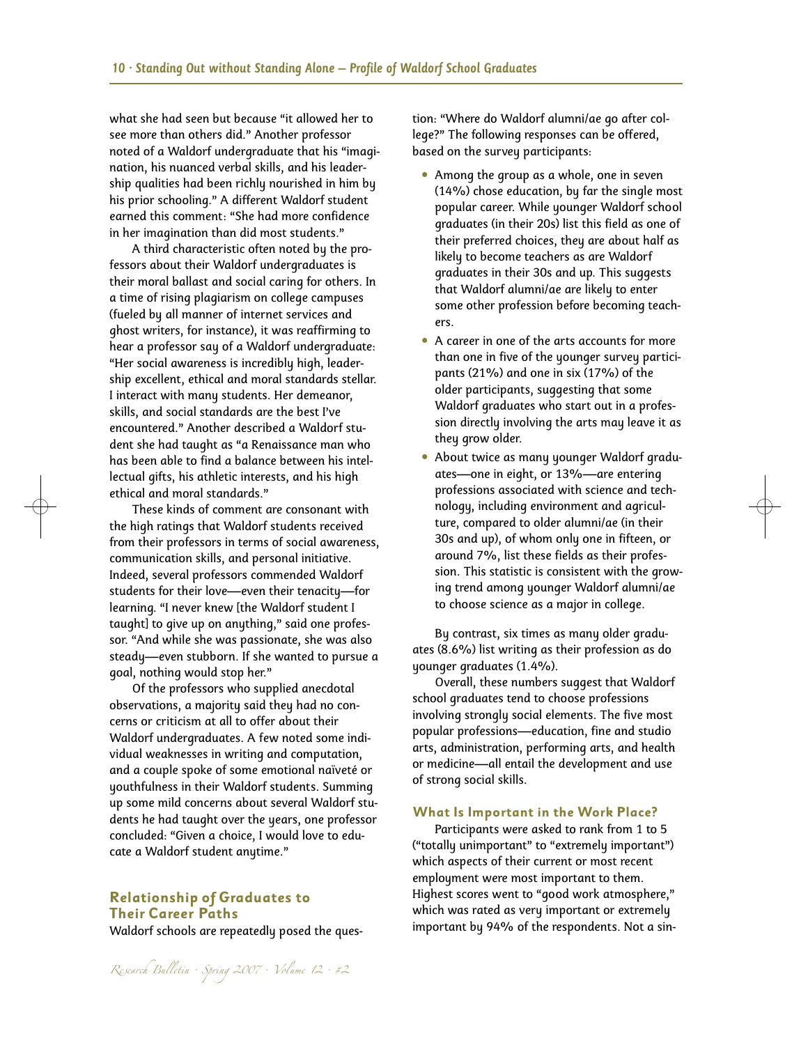what she had seen but because "it allowed her to see more than others did." Another professor noted of a Waldorf undergraduate that his "imagination, his nuanced verbal skills, and his leadership qualities had been richly nourished in him by his prior schooling." A different Waldorf student earned this comment: "She had more confidence in her imagination than did most students."

A third characteristic often noted by the professors about their Waldorf undergraduates is their moral ballast and social caring for others. In a time of rising plagiarism on college campuses (fueled by all manner of internet services and ghost writers, for instance), it was reaffirming to hear a professor say of a Waldorf undergraduate: "Her social awareness is incredibly high, leadership excellent, ethical and moral standards stellar. I interact with many students. Her demeanor, skills, and social standards are the best I've encountered." Another described a Waldorf student she had taught as "a Renaissance man who has been able to find a balance between his intellectual gifts, his athletic interests, and his high ethical and moral standards."

These kinds of comment are consonant with the high ratings that Waldorf students received from their professors in terms of social awareness, communication skills, and personal initiative. Indeed, several professors commended Waldorf students for their love—even their tenacity—for learning. "I never knew [the Waldorf student I taught] to give up on anything," said one professor. "And while she was passionate, she was also steady—even stubborn. If she wanted to pursue a goal, nothing would stop her."

Of the professors who supplied anecdotal observations, a majority said they had no concerns or criticism at all to offer about their Waldorf undergraduates. A few noted some individual weaknesses in writing and computation, and a couple spoke of some emotional naïveté or youthfulness in their Waldorf students. Summing up some mild concerns about several Waldorf students he had taught over the years, one professor concluded: "Given a choice, I would love to educate a Waldorf student anytime."

## Relationship of Graduates to Their Career Paths

Waldorf schools are repeatedly posed the question: "Where do Waldorf alumni/ae go after college?" The following responses can be offered, based on the survey participants:

- Among the group as a whole, one in seven (14%) chose education, by far the single most popular career. While younger Waldorf school graduates (in their 20s) list this field as one of their preferred choices, they are about half as likely to become teachers as are Waldorf graduates in their 30s and up. This suggests that Waldorf alumni/ae are likely to enter some other profession before becoming teachers.
- A career in one of the arts accounts for more than one in five of the younger survey participants (21%) and one in six (17%) of the older participants, suggesting that some Waldorf graduates who start out in a profession directly involving the arts may leave it as they grow older.
- About twice as many younger Waldorf graduates—one in eight, or 13%—are entering professions associated with science and technology, including environment and agriculture, compared to older alumni/ae (in their 30s and up), of whom only one in fifteen, or around 7%, list these fields as their profession. This statistic is consistent with the growing trend among younger Waldorf alumni/ae to choose science as a major in college.

By contrast, six times as many older graduates (8.6%) list writing as their profession as do younger graduates (1.4%).

Overall, these numbers suggest that Waldorf school graduates tend to choose professions involving strongly social elements. The five most popular professions—education, fine and studio arts, administration, performing arts, and health or medicine—all entail the development and use of strong social skills.

### What Is Important in the Work Place?

Participants were asked to rank from 1 to 5 ("totally unimportant" to "extremely important") which aspects of their current or most recent employment were most important to them. Highest scores went to "good work atmosphere," which was rated as very important or extremely important by 94% of the respondents. Not a sin-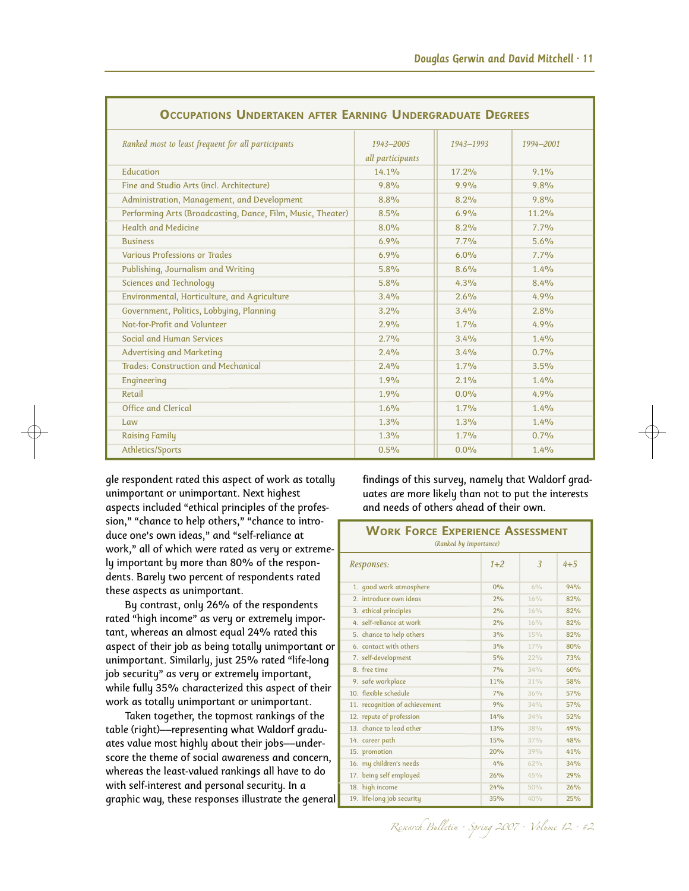## Occupations Undertaken after Earning Undergraduate Degrees

| *Ranked most to least frequent for all participants* | *1943–2005 all participants* | *1943–1993* | *1994–2001* |
|---|---|---|---|
| Education | 14.1% | 17.2% | 9.1% |
| Fine and Studio Arts (incl. Architecture) | 9.8% | 9.9% | 9.8% |
| Administration, Management, and Development | 8.8% | 8.2% | 9.8% |
| Performing Arts (Broadcasting, Dance, Film, Music, Theater) | 8.5% | 6.9% | 11.2% |
| Health and Medicine | 8.0% | 8.2% | 7.7% |
| Business | 6.9% | 7.7% | 5.6% |
| Various Professions or Trades | 6.9% | 6.0% | 7.7% |
| Publishing, Journalism and Writing | 5.8% | 8.6% | 1.4% |
| Sciences and Technology | 5.8% | 4.3% | 8.4% |
| Environmental, Horticulture, and Agriculture | 3.4% | 2.6% | 4.9% |
| Government, Politics, Lobbying, Planning | 3.2% | 3.4% | 2.8% |
| Not-for-Profit and Volunteer | 2.9% | 1.7% | 4.9% |
| Social and Human Services | 2.7% | 3.4% | 1.4% |
| Advertising and Marketing | 2.4% | 3.4% | 0.7% |
| Trades: Construction and Mechanical | 2.4% | 1.7% | 3.5% |
| Engineering | 1.9% | 2.1% | 1.4% |
| Retail | 1.9% | 0.0% | 4.9% |
| Office and Clerical | 1.6% | 1.7% | 1.4% |
| Law | 1.3% | 1.3% | 1.4% |
| Raising Family | 1.3% | 1.7% | 0.7% |
| Athletics/Sports | 0.5% | 0.0% | 1.4% |

gle respondent rated this aspect of work as totally unimportant or unimportant. Next highest aspects included "ethical principles of the profession," "chance to help others," "chance to introduce one's own ideas," and "self-reliance at work," all of which were rated as very or extremely important by more than 80% of the respondents. Barely two percent of respondents rated these aspects as unimportant.

By contrast, only 26% of the respondents rated "high income" as very or extremely important, whereas an almost equal 24% rated this aspect of their job as being totally unimportant or unimportant. Similarly, just 25% rated "life-long job security" as very or extremely important, while fully 35% characterized this aspect of their work as totally unimportant or unimportant.

Taken together, the topmost rankings of the table (right)—representing what Waldorf graduates value most highly about their jobs—underscore the theme of social awareness and concern, whereas the least-valued rankings all have to do with self-interest and personal security. In a graphic way, these responses illustrate the general findings of this survey, namely that Waldorf graduates are more likely than not to put the interests and needs of others ahead of their own.

## Work Force Experience Assessment

*(Ranked by importance)*

| *Responses:* | *1+2* | *3* | *4+5* |
|---|---|---|---|
| 1. good work atmosphere | 0% | 6% | 94% |
| 2. introduce own ideas | 2% | 16% | 82% |
| 3. ethical principles | 2% | 16% | 82% |
| 4. self-reliance at work | 2% | 16% | 82% |
| 5. chance to help others | 3% | 15% | 82% |
| 6. contact with others | 3% | 17% | 80% |
| 7. self-development | 5% | 22% | 73% |
| 8. free time | 7% | 34% | 60% |
| 9. safe workplace | 11% | 31% | 58% |
| 10. flexible schedule | 7% | 36% | 57% |
| 11. recognition of achievement | 9% | 34% | 57% |
| 12. repute of profession | 14% | 34% | 52% |
| 13. chance to lead other | 13% | 38% | 49% |
| 14. career path | 15% | 37% | 48% |
| 15. promotion | 20% | 39% | 41% |
| 16. my children's needs | 4% | 62% | 34% |
| 17. being self employed | 26% | 45% | 29% |
| 18. high income | 24% | 50% | 26% |
| 19. life-long job security | 35% | 40% | 25% |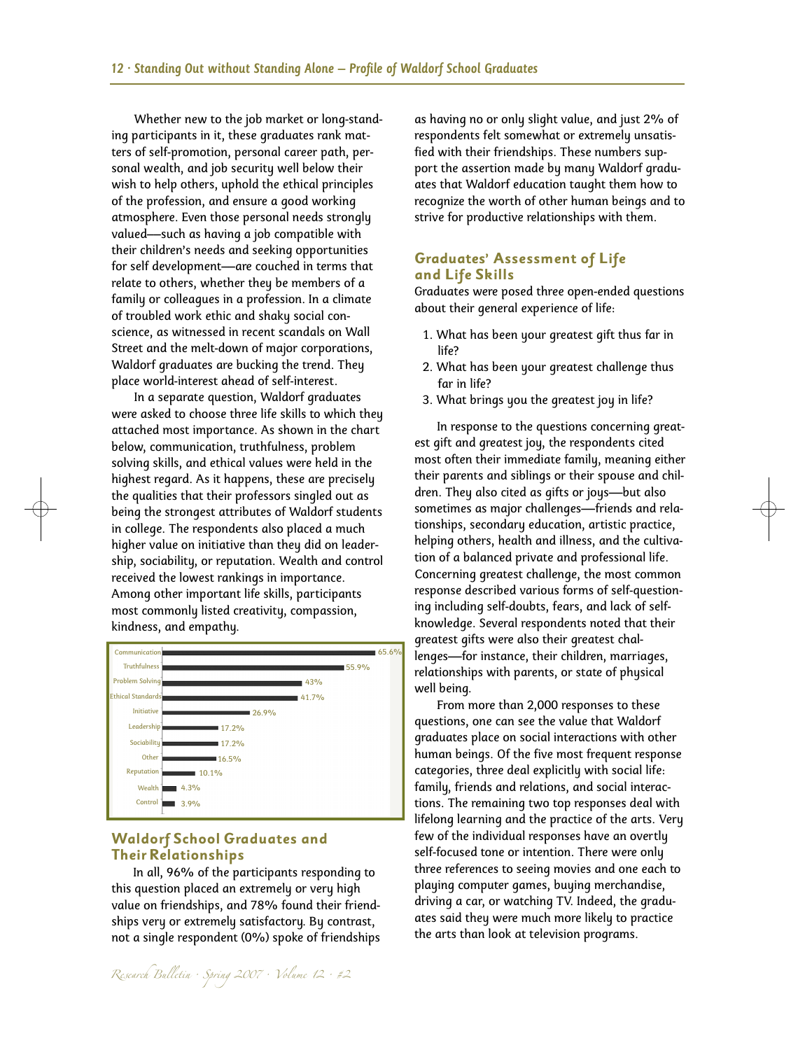Whether new to the job market or long-standing participants in it, these graduates rank matters of self-promotion, personal career path, personal wealth, and job security well below their wish to help others, uphold the ethical principles of the profession, and ensure a good working atmosphere. Even those personal needs strongly valued—such as having a job compatible with their children's needs and seeking opportunities for self development—are couched in terms that relate to others, whether they be members of a family or colleagues in a profession. In a climate of troubled work ethic and shaky social conscience, as witnessed in recent scandals on Wall Street and the melt-down of major corporations, Waldorf graduates are bucking the trend. They place world-interest ahead of self-interest.

In a separate question, Waldorf graduates were asked to choose three life skills to which they attached most importance. As shown in the chart below, communication, truthfulness, problem solving skills, and ethical values were held in the highest regard. As it happens, these are precisely the qualities that their professors singled out as being the strongest attributes of Waldorf students in college. The respondents also placed a much higher value on initiative than they did on leadership, sociability, or reputation. Wealth and control received the lowest rankings in importance. Among other important life skills, participants most commonly listed creativity, compassion, kindness, and empathy.

| Life Skill | Percentage |
|---|---|
| Communication | 65.6% |
| Truthfulness | 55.9% |
| Problem Solving | 43% |
| Ethical Standards | 41.7% |
| Initiative | 26.9% |
| Leadership | 17.2% |
| Sociability | 17.2% |
| Other | 16.5% |
| Reputation | 10.1% |
| Wealth | 4.3% |
| Control | 3.9% |

## Waldorf School Graduates and Their Relationships

In all, 96% of the participants responding to this question placed an extremely or very high value on friendships, and 78% found their friendships very or extremely satisfactory. By contrast, not a single respondent (0%) spoke of friendships as having no or only slight value, and just 2% of respondents felt somewhat or extremely unsatisfied with their friendships. These numbers support the assertion made by many Waldorf graduates that Waldorf education taught them how to recognize the worth of other human beings and to strive for productive relationships with them.

## Graduates' Assessment of Life and Life Skills

Graduates were posed three open-ended questions about their general experience of life:

1. What has been your greatest gift thus far in life?
2. What has been your greatest challenge thus far in life?
3. What brings you the greatest joy in life?

In response to the questions concerning greatest gift and greatest joy, the respondents cited most often their immediate family, meaning either their parents and siblings or their spouse and children. They also cited as gifts or joys—but also sometimes as major challenges—friends and relationships, secondary education, artistic practice, helping others, health and illness, and the cultivation of a balanced private and professional life. Concerning greatest challenge, the most common response described various forms of self-questioning including self-doubts, fears, and lack of self-knowledge. Several respondents noted that their greatest gifts were also their greatest challenges—for instance, their children, marriages, relationships with parents, or state of physical well being.

From more than 2,000 responses to these questions, one can see the value that Waldorf graduates place on social interactions with other human beings. Of the five most frequent response categories, three deal explicitly with social life: family, friends and relations, and social interactions. The remaining two top responses deal with lifelong learning and the practice of the arts. Very few of the individual responses have an overtly self-focused tone or intention. There were only three references to seeing movies and one each to playing computer games, buying merchandise, driving a car, or watching TV. Indeed, the graduates said they were much more likely to practice the arts than look at television programs.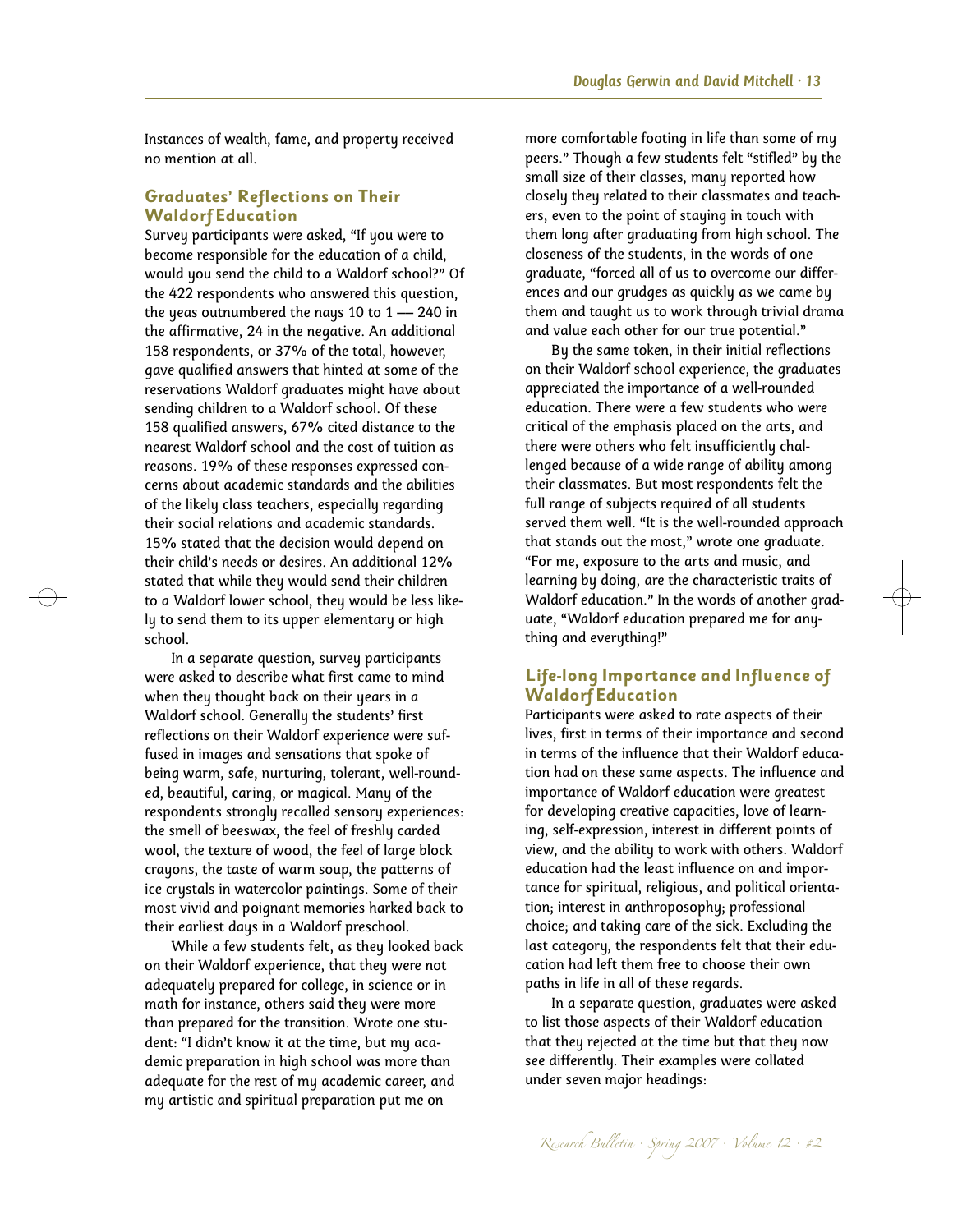Instances of wealth, fame, and property received no mention at all.

## Graduates' Reflections on Their Waldorf Education

Survey participants were asked, "If you were to become responsible for the education of a child, would you send the child to a Waldorf school?" Of the 422 respondents who answered this question, the yeas outnumbered the nays 10 to 1 — 240 in the affirmative, 24 in the negative. An additional 158 respondents, or 37% of the total, however, gave qualified answers that hinted at some of the reservations Waldorf graduates might have about sending children to a Waldorf school. Of these 158 qualified answers, 67% cited distance to the nearest Waldorf school and the cost of tuition as reasons. 19% of these responses expressed concerns about academic standards and the abilities of the likely class teachers, especially regarding their social relations and academic standards. 15% stated that the decision would depend on their child's needs or desires. An additional 12% stated that while they would send their children to a Waldorf lower school, they would be less likely to send them to its upper elementary or high school.

In a separate question, survey participants were asked to describe what first came to mind when they thought back on their years in a Waldorf school. Generally the students' first reflections on their Waldorf experience were suffused in images and sensations that spoke of being warm, safe, nurturing, tolerant, well-rounded, beautiful, caring, or magical. Many of the respondents strongly recalled sensory experiences: the smell of beeswax, the feel of freshly carded wool, the texture of wood, the feel of large block crayons, the taste of warm soup, the patterns of ice crystals in watercolor paintings. Some of their most vivid and poignant memories harked back to their earliest days in a Waldorf preschool.

While a few students felt, as they looked back on their Waldorf experience, that they were not adequately prepared for college, in science or in math for instance, others said they were more than prepared for the transition. Wrote one student: "I didn't know it at the time, but my academic preparation in high school was more than adequate for the rest of my academic career, and my artistic and spiritual preparation put me on more comfortable footing in life than some of my peers." Though a few students felt "stifled" by the small size of their classes, many reported how closely they related to their classmates and teachers, even to the point of staying in touch with them long after graduating from high school. The closeness of the students, in the words of one graduate, "forced all of us to overcome our differences and our grudges as quickly as we came by them and taught us to work through trivial drama and value each other for our true potential."

By the same token, in their initial reflections on their Waldorf school experience, the graduates appreciated the importance of a well-rounded education. There were a few students who were critical of the emphasis placed on the arts, and there were others who felt insufficiently challenged because of a wide range of ability among their classmates. But most respondents felt the full range of subjects required of all students served them well. "It is the well-rounded approach that stands out the most," wrote one graduate. "For me, exposure to the arts and music, and learning by doing, are the characteristic traits of Waldorf education." In the words of another graduate, "Waldorf education prepared me for anything and everything!"

## Life-long Importance and Influence of Waldorf Education

Participants were asked to rate aspects of their lives, first in terms of their importance and second in terms of the influence that their Waldorf education had on these same aspects. The influence and importance of Waldorf education were greatest for developing creative capacities, love of learning, self-expression, interest in different points of view, and the ability to work with others. Waldorf education had the least influence on and importance for spiritual, religious, and political orientation; interest in anthroposophy; professional choice; and taking care of the sick. Excluding the last category, the respondents felt that their education had left them free to choose their own paths in life in all of these regards.

In a separate question, graduates were asked to list those aspects of their Waldorf education that they rejected at the time but that they now see differently. Their examples were collated under seven major headings: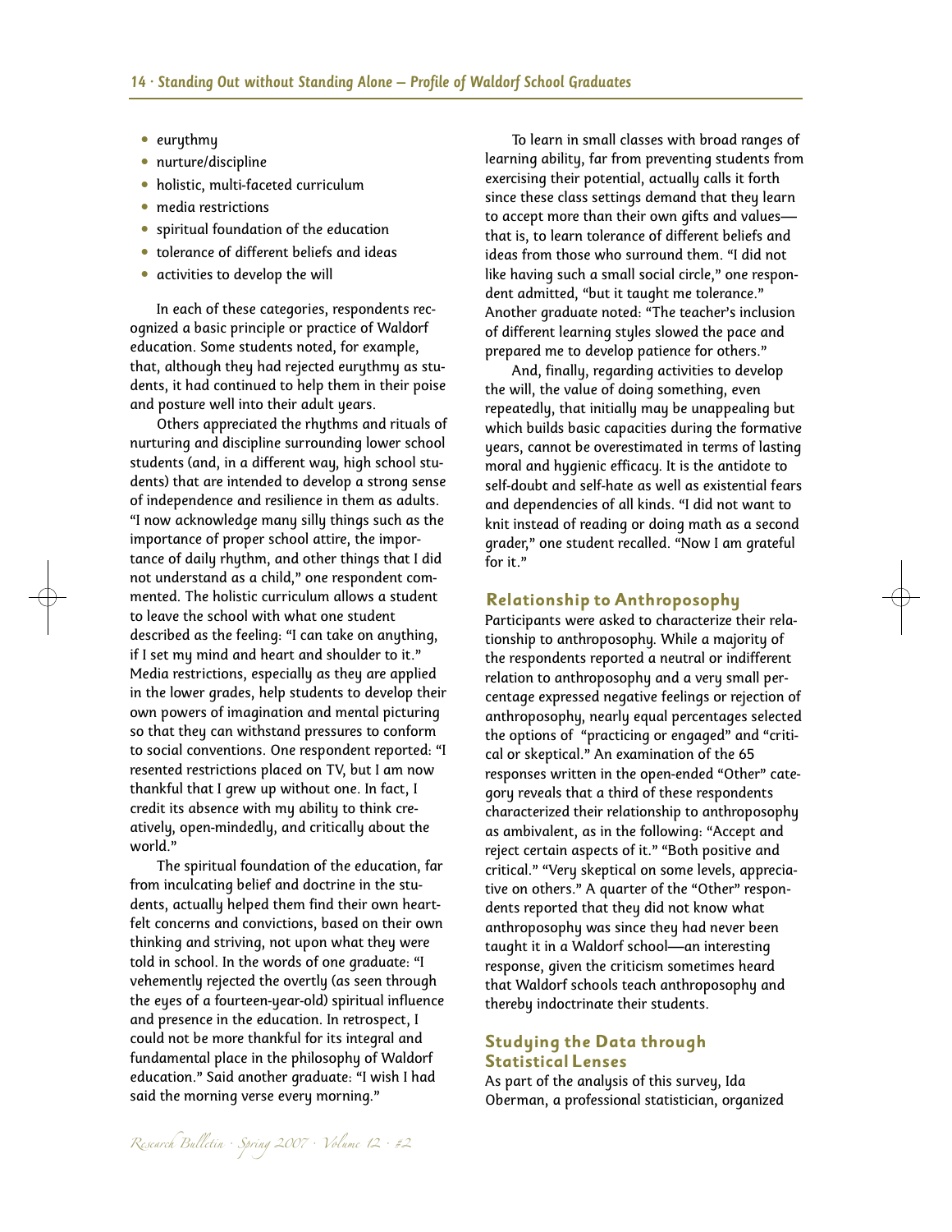- eurythmy
- nurture/discipline
- holistic, multi-faceted curriculum
- media restrictions
- spiritual foundation of the education
- tolerance of different beliefs and ideas
- activities to develop the will

In each of these categories, respondents recognized a basic principle or practice of Waldorf education. Some students noted, for example, that, although they had rejected eurythmy as students, it had continued to help them in their poise and posture well into their adult years.

Others appreciated the rhythms and rituals of nurturing and discipline surrounding lower school students (and, in a different way, high school students) that are intended to develop a strong sense of independence and resilience in them as adults. "I now acknowledge many silly things such as the importance of proper school attire, the importance of daily rhythm, and other things that I did not understand as a child," one respondent commented. The holistic curriculum allows a student to leave the school with what one student described as the feeling: "I can take on anything, if I set my mind and heart and shoulder to it." Media restrictions, especially as they are applied in the lower grades, help students to develop their own powers of imagination and mental picturing so that they can withstand pressures to conform to social conventions. One respondent reported: "I resented restrictions placed on TV, but I am now thankful that I grew up without one. In fact, I credit its absence with my ability to think creatively, open-mindedly, and critically about the world."

The spiritual foundation of the education, far from inculcating belief and doctrine in the students, actually helped them find their own heartfelt concerns and convictions, based on their own thinking and striving, not upon what they were told in school. In the words of one graduate: "I vehemently rejected the overtly (as seen through the eyes of a fourteen-year-old) spiritual influence and presence in the education. In retrospect, I could not be more thankful for its integral and fundamental place in the philosophy of Waldorf education." Said another graduate: "I wish I had said the morning verse every morning."

To learn in small classes with broad ranges of learning ability, far from preventing students from exercising their potential, actually calls it forth since these class settings demand that they learn to accept more than their own gifts and values—that is, to learn tolerance of different beliefs and ideas from those who surround them. "I did not like having such a small social circle," one respondent admitted, "but it taught me tolerance." Another graduate noted: "The teacher's inclusion of different learning styles slowed the pace and prepared me to develop patience for others."

And, finally, regarding activities to develop the will, the value of doing something, even repeatedly, that initially may be unappealing but which builds basic capacities during the formative years, cannot be overestimated in terms of lasting moral and hygienic efficacy. It is the antidote to self-doubt and self-hate as well as existential fears and dependencies of all kinds. "I did not want to knit instead of reading or doing math as a second grader," one student recalled. "Now I am grateful for it."

## Relationship to Anthroposophy

Participants were asked to characterize their relationship to anthroposophy. While a majority of the respondents reported a neutral or indifferent relation to anthroposophy and a very small percentage expressed negative feelings or rejection of anthroposophy, nearly equal percentages selected the options of "practicing or engaged" and "critical or skeptical." An examination of the 65 responses written in the open-ended "Other" category reveals that a third of these respondents characterized their relationship to anthroposophy as ambivalent, as in the following: "Accept and reject certain aspects of it." "Both positive and critical." "Very skeptical on some levels, appreciative on others." A quarter of the "Other" respondents reported that they did not know what anthroposophy was since they had never been taught it in a Waldorf school—an interesting response, given the criticism sometimes heard that Waldorf schools teach anthroposophy and thereby indoctrinate their students.

## Studying the Data through Statistical Lenses

As part of the analysis of this survey, Ida Oberman, a professional statistician, organized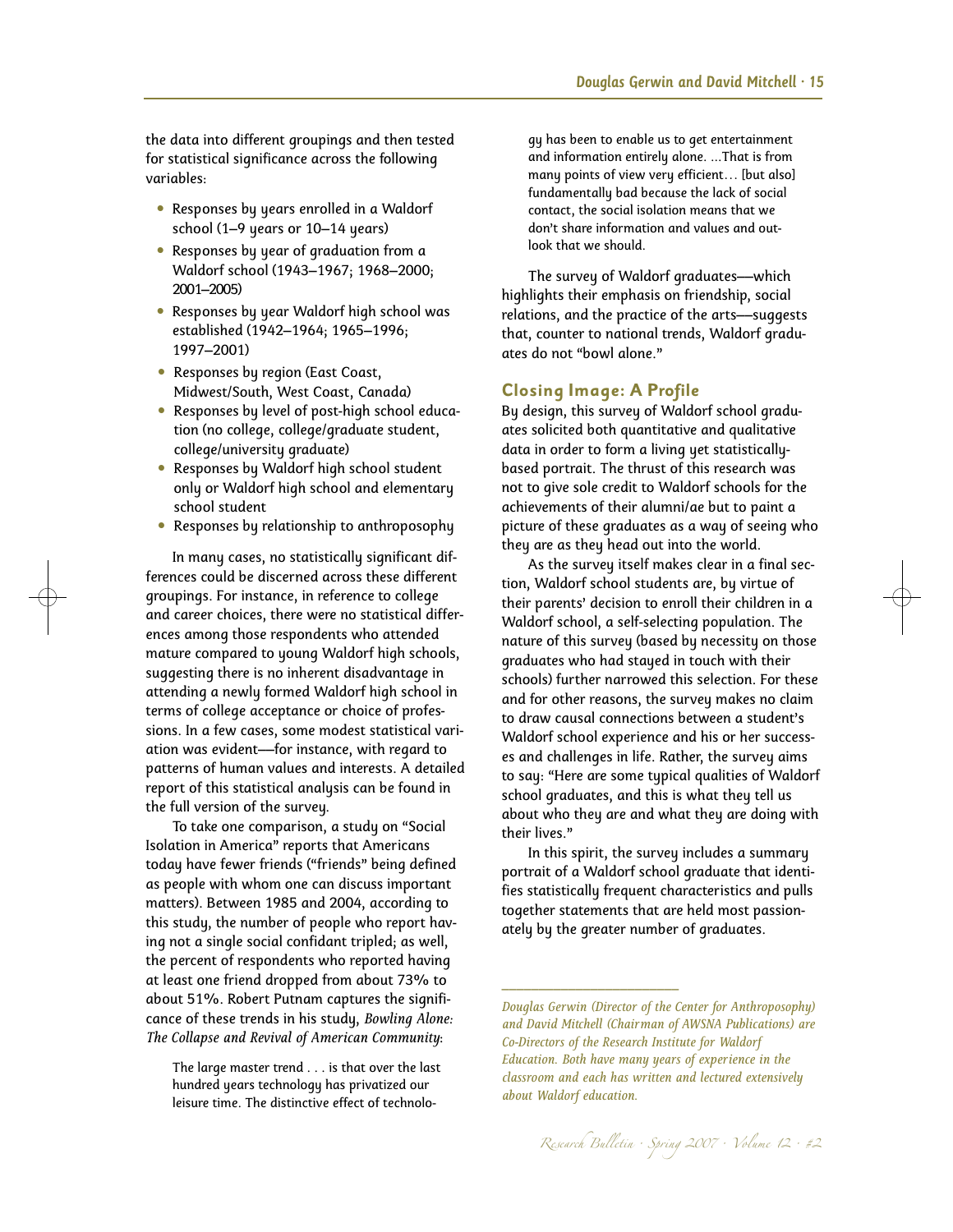the data into different groupings and then tested for statistical significance across the following variables:

- Responses by years enrolled in a Waldorf school (1–9 years or 10–14 years)
- Responses by year of graduation from a Waldorf school (1943–1967; 1968–2000; 2001–2005)
- Responses by year Waldorf high school was established (1942–1964; 1965–1996; 1997–2001)
- Responses by region (East Coast, Midwest/South, West Coast, Canada)
- Responses by level of post-high school education (no college, college/graduate student, college/university graduate)
- Responses by Waldorf high school student only or Waldorf high school and elementary school student
- Responses by relationship to anthroposophy

In many cases, no statistically significant differences could be discerned across these different groupings. For instance, in reference to college and career choices, there were no statistical differences among those respondents who attended mature compared to young Waldorf high schools, suggesting there is no inherent disadvantage in attending a newly formed Waldorf high school in terms of college acceptance or choice of professions. In a few cases, some modest statistical variation was evident—for instance, with regard to patterns of human values and interests. A detailed report of this statistical analysis can be found in the full version of the survey.

To take one comparison, a study on "Social Isolation in America" reports that Americans today have fewer friends ("friends" being defined as people with whom one can discuss important matters). Between 1985 and 2004, according to this study, the number of people who report having not a single social confidant tripled; as well, the percent of respondents who reported having at least one friend dropped from about 73% to about 51%. Robert Putnam captures the significance of these trends in his study, *Bowling Alone: The Collapse and Revival of American Community*:

> The large master trend . . . is that over the last hundred years technology has privatized our leisure time. The distinctive effect of technology has been to enable us to get entertainment and information entirely alone. ...That is from many points of view very efficient… [but also] fundamentally bad because the lack of social contact, the social isolation means that we don't share information and values and outlook that we should.

The survey of Waldorf graduates—which highlights their emphasis on friendship, social relations, and the practice of the arts—suggests that, counter to national trends, Waldorf graduates do not "bowl alone."

## Closing Image: A Profile

By design, this survey of Waldorf school graduates solicited both quantitative and qualitative data in order to form a living yet statistically-based portrait. The thrust of this research was not to give sole credit to Waldorf schools for the achievements of their alumni/ae but to paint a picture of these graduates as a way of seeing who they are as they head out into the world.

As the survey itself makes clear in a final section, Waldorf school students are, by virtue of their parents' decision to enroll their children in a Waldorf school, a self-selecting population. The nature of this survey (based by necessity on those graduates who had stayed in touch with their schools) further narrowed this selection. For these and for other reasons, the survey makes no claim to draw causal connections between a student's Waldorf school experience and his or her successes and challenges in life. Rather, the survey aims to say: "Here are some typical qualities of Waldorf school graduates, and this is what they tell us about who they are and what they are doing with their lives."

In this spirit, the survey includes a summary portrait of a Waldorf school graduate that identifies statistically frequent characteristics and pulls together statements that are held most passionately by the greater number of graduates.

---

*Douglas Gerwin (Director of the Center for Anthroposophy) and David Mitchell (Chairman of AWSNA Publications) are Co-Directors of the Research Institute for Waldorf Education. Both have many years of experience in the classroom and each has written and lectured extensively about Waldorf education.*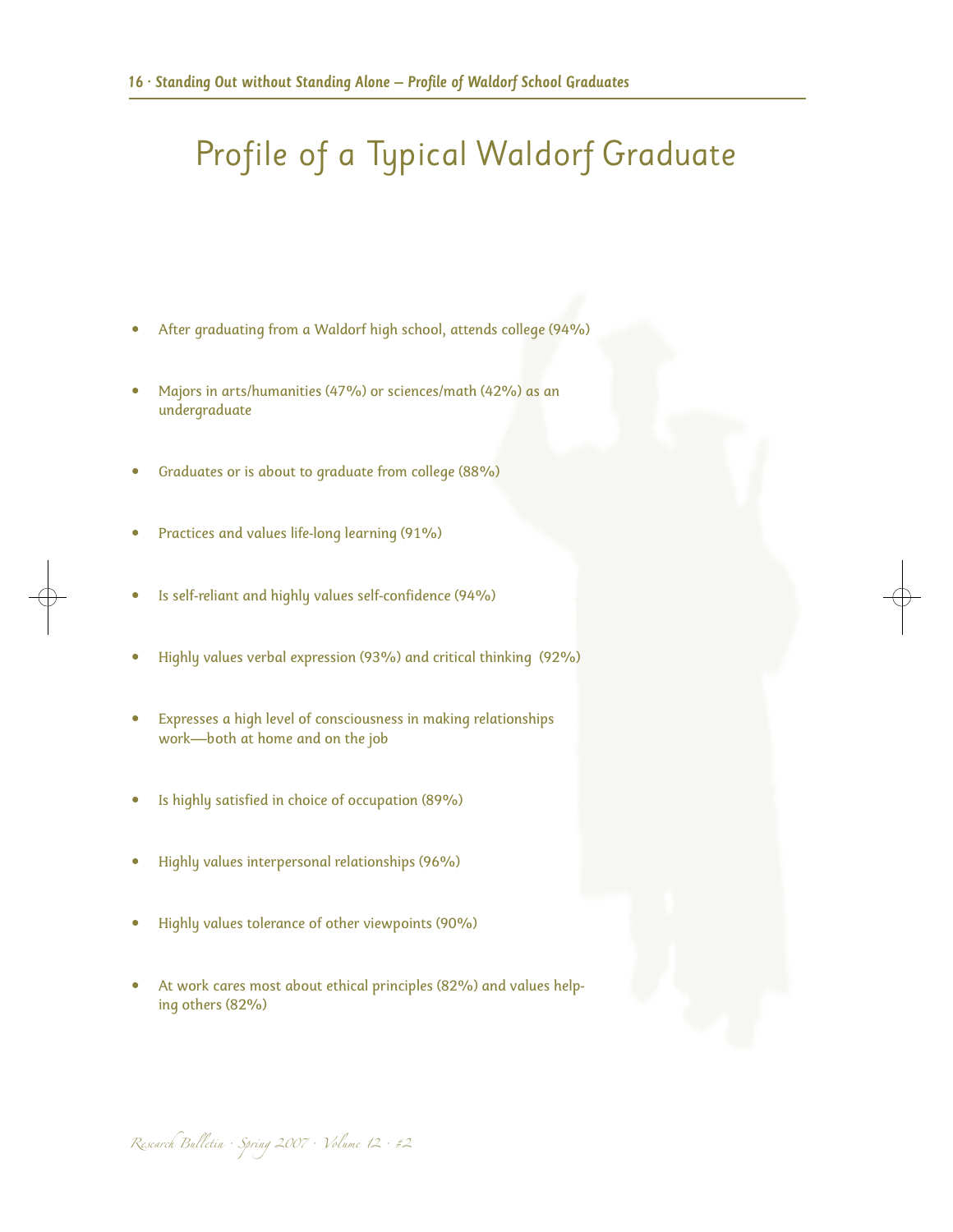# Profile of a Typical Waldorf Graduate

- After graduating from a Waldorf high school, attends college (94%)
- Majors in arts/humanities (47%) or sciences/math (42%) as an undergraduate
- Graduates or is about to graduate from college (88%)
- Practices and values life-long learning (91%)
- Is self-reliant and highly values self-confidence (94%)
- Highly values verbal expression (93%) and critical thinking (92%)
- Expresses a high level of consciousness in making relationships work—both at home and on the job
- Is highly satisfied in choice of occupation (89%)
- Highly values interpersonal relationships (96%)
- Highly values tolerance of other viewpoints (90%)
- At work cares most about ethical principles (82%) and values helping others (82%)